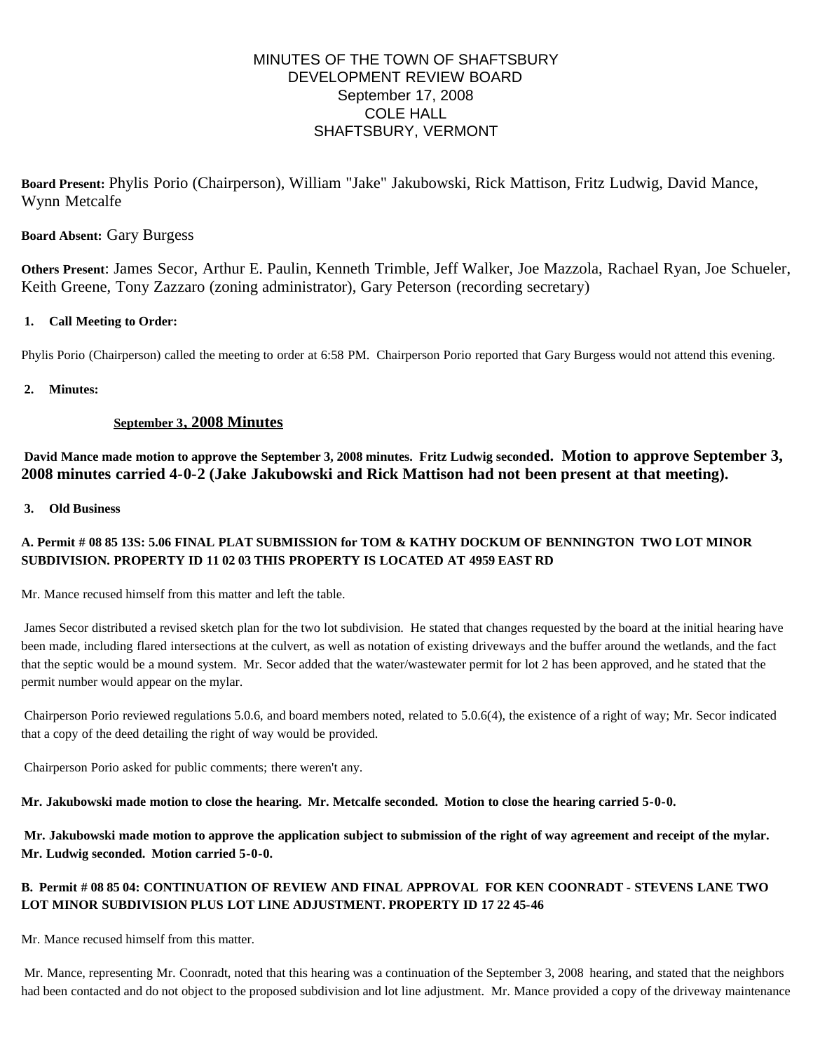# MINUTES OF THE TOWN OF SHAFTSBURY
## DEVELOPMENT REVIEW BOARD
### September 17, 2008
### COLE HALL
### SHAFTSBURY, VERMONT

**Board Present:** Phylis Porio (Chairperson), William "Jake" Jakubowski, Rick Mattison, Fritz Ludwig, David Mance, Wynn Metcalfe

**Board Absent:** Gary Burgess

**Others Present**: James Secor, Arthur E. Paulin, Kenneth Trimble, Jeff Walker, Joe Mazzola, Rachael Ryan, Joe Schueler, Keith Greene, Tony Zazzaro (zoning administrator), Gary Peterson (recording secretary)

**1. Call Meeting to Order:**

Phylis Porio (Chairperson) called the meeting to order at 6:58 PM. Chairperson Porio reported that Gary Burgess would not attend this evening.

**2. Minutes:**

**September 3, 2008 Minutes**

**David Mance made motion to approve the September 3, 2008 minutes. Fritz Ludwig seconded. Motion to approve September 3, 2008 minutes carried 4-0-2 (Jake Jakubowski and Rick Mattison had not been present at that meeting).**

**3. Old Business**

**A. Permit # 08 85 13S: 5.06 FINAL PLAT SUBMISSION for TOM & KATHY DOCKUM OF BENNINGTON TWO LOT MINOR SUBDIVISION. PROPERTY ID 11 02 03 THIS PROPERTY IS LOCATED AT 4959 EAST RD**

Mr. Mance recused himself from this matter and left the table.

James Secor distributed a revised sketch plan for the two lot subdivision. He stated that changes requested by the board at the initial hearing have been made, including flared intersections at the culvert, as well as notation of existing driveways and the buffer around the wetlands, and the fact that the septic would be a mound system. Mr. Secor added that the water/wastewater permit for lot 2 has been approved, and he stated that the permit number would appear on the mylar.

Chairperson Porio reviewed regulations 5.0.6, and board members noted, related to 5.0.6(4), the existence of a right of way; Mr. Secor indicated that a copy of the deed detailing the right of way would be provided.

Chairperson Porio asked for public comments; there weren't any.

**Mr. Jakubowski made motion to close the hearing. Mr. Metcalfe seconded. Motion to close the hearing carried 5-0-0.**

**Mr. Jakubowski made motion to approve the application subject to submission of the right of way agreement and receipt of the mylar. Mr. Ludwig seconded. Motion carried 5-0-0.**

**B. Permit # 08 85 04: CONTINUATION OF REVIEW AND FINAL APPROVAL FOR KEN COONRADT - STEVENS LANE TWO LOT MINOR SUBDIVISION PLUS LOT LINE ADJUSTMENT. PROPERTY ID 17 22 45-46**

Mr. Mance recused himself from this matter.

Mr. Mance, representing Mr. Coonradt, noted that this hearing was a continuation of the September 3, 2008 hearing, and stated that the neighbors had been contacted and do not object to the proposed subdivision and lot line adjustment. Mr. Mance provided a copy of the driveway maintenance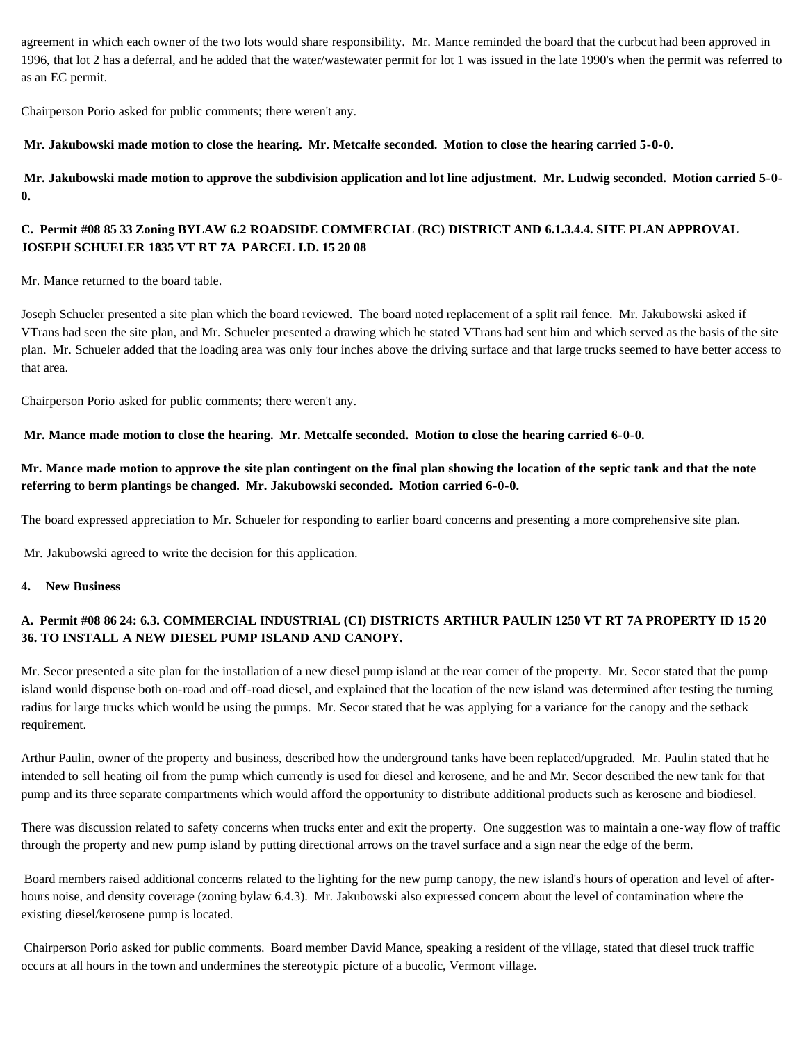agreement in which each owner of the two lots would share responsibility. Mr. Mance reminded the board that the curbcut had been approved in 1996, that lot 2 has a deferral, and he added that the water/wastewater permit for lot 1 was issued in the late 1990's when the permit was referred to as an EC permit.

Chairperson Porio asked for public comments; there weren't any.

**Mr. Jakubowski made motion to close the hearing. Mr. Metcalfe seconded. Motion to close the hearing carried 5-0-0.**

**Mr. Jakubowski made motion to approve the subdivision application and lot line adjustment. Mr. Ludwig seconded. Motion carried 5-0-0.**

### C. Permit #08 85 33 Zoning BYLAW 6.2 ROADSIDE COMMERCIAL (RC) DISTRICT AND 6.1.3.4.4. SITE PLAN APPROVAL JOSEPH SCHUELER 1835 VT RT 7A PARCEL I.D. 15 20 08

Mr. Mance returned to the board table.

Joseph Schueler presented a site plan which the board reviewed. The board noted replacement of a split rail fence. Mr. Jakubowski asked if VTrans had seen the site plan, and Mr. Schueler presented a drawing which he stated VTrans had sent him and which served as the basis of the site plan. Mr. Schueler added that the loading area was only four inches above the driving surface and that large trucks seemed to have better access to that area.

Chairperson Porio asked for public comments; there weren't any.

**Mr. Mance made motion to close the hearing. Mr. Metcalfe seconded. Motion to close the hearing carried 6-0-0.**

**Mr. Mance made motion to approve the site plan contingent on the final plan showing the location of the septic tank and that the note referring to berm plantings be changed. Mr. Jakubowski seconded. Motion carried 6-0-0.**

The board expressed appreciation to Mr. Schueler for responding to earlier board concerns and presenting a more comprehensive site plan.

Mr. Jakubowski agreed to write the decision for this application.

## 4. New Business

### A. Permit #08 86 24: 6.3. COMMERCIAL INDUSTRIAL (CI) DISTRICTS ARTHUR PAULIN 1250 VT RT 7A PROPERTY ID 15 20 36. TO INSTALL A NEW DIESEL PUMP ISLAND AND CANOPY.

Mr. Secor presented a site plan for the installation of a new diesel pump island at the rear corner of the property. Mr. Secor stated that the pump island would dispense both on-road and off-road diesel, and explained that the location of the new island was determined after testing the turning radius for large trucks which would be using the pumps. Mr. Secor stated that he was applying for a variance for the canopy and the setback requirement.

Arthur Paulin, owner of the property and business, described how the underground tanks have been replaced/upgraded. Mr. Paulin stated that he intended to sell heating oil from the pump which currently is used for diesel and kerosene, and he and Mr. Secor described the new tank for that pump and its three separate compartments which would afford the opportunity to distribute additional products such as kerosene and biodiesel.

There was discussion related to safety concerns when trucks enter and exit the property. One suggestion was to maintain a one-way flow of traffic through the property and new pump island by putting directional arrows on the travel surface and a sign near the edge of the berm.

Board members raised additional concerns related to the lighting for the new pump canopy, the new island's hours of operation and level of after-hours noise, and density coverage (zoning bylaw 6.4.3). Mr. Jakubowski also expressed concern about the level of contamination where the existing diesel/kerosene pump is located.

Chairperson Porio asked for public comments. Board member David Mance, speaking a resident of the village, stated that diesel truck traffic occurs at all hours in the town and undermines the stereotypic picture of a bucolic, Vermont village.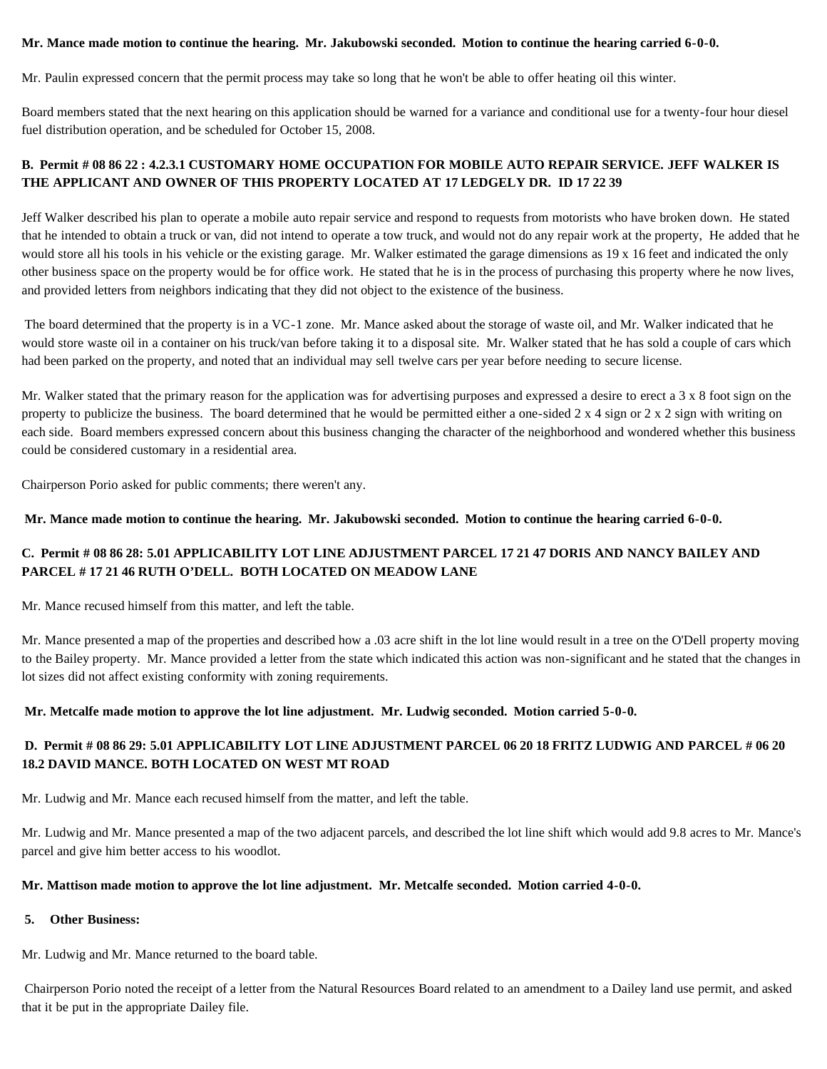**Mr. Mance made motion to continue the hearing. Mr. Jakubowski seconded. Motion to continue the hearing carried 6-0-0.**

Mr. Paulin expressed concern that the permit process may take so long that he won't be able to offer heating oil this winter.

Board members stated that the next hearing on this application should be warned for a variance and conditional use for a twenty-four hour diesel fuel distribution operation, and be scheduled for October 15, 2008.

**B. Permit # 08 86 22 : 4.2.3.1 CUSTOMARY HOME OCCUPATION FOR MOBILE AUTO REPAIR SERVICE. JEFF WALKER IS THE APPLICANT AND OWNER OF THIS PROPERTY LOCATED AT 17 LEDGELY DR. ID 17 22 39**

Jeff Walker described his plan to operate a mobile auto repair service and respond to requests from motorists who have broken down. He stated that he intended to obtain a truck or van, did not intend to operate a tow truck, and would not do any repair work at the property, He added that he would store all his tools in his vehicle or the existing garage. Mr. Walker estimated the garage dimensions as 19 x 16 feet and indicated the only other business space on the property would be for office work. He stated that he is in the process of purchasing this property where he now lives, and provided letters from neighbors indicating that they did not object to the existence of the business.

The board determined that the property is in a VC-1 zone. Mr. Mance asked about the storage of waste oil, and Mr. Walker indicated that he would store waste oil in a container on his truck/van before taking it to a disposal site. Mr. Walker stated that he has sold a couple of cars which had been parked on the property, and noted that an individual may sell twelve cars per year before needing to secure license.

Mr. Walker stated that the primary reason for the application was for advertising purposes and expressed a desire to erect a 3 x 8 foot sign on the property to publicize the business. The board determined that he would be permitted either a one-sided 2 x 4 sign or 2 x 2 sign with writing on each side. Board members expressed concern about this business changing the character of the neighborhood and wondered whether this business could be considered customary in a residential area.

Chairperson Porio asked for public comments; there weren't any.

**Mr. Mance made motion to continue the hearing. Mr. Jakubowski seconded. Motion to continue the hearing carried 6-0-0.**

**C. Permit # 08 86 28: 5.01 APPLICABILITY LOT LINE ADJUSTMENT PARCEL 17 21 47 DORIS AND NANCY BAILEY AND PARCEL # 17 21 46 RUTH O'DELL. BOTH LOCATED ON MEADOW LANE**

Mr. Mance recused himself from this matter, and left the table.

Mr. Mance presented a map of the properties and described how a .03 acre shift in the lot line would result in a tree on the O'Dell property moving to the Bailey property. Mr. Mance provided a letter from the state which indicated this action was non-significant and he stated that the changes in lot sizes did not affect existing conformity with zoning requirements.

**Mr. Metcalfe made motion to approve the lot line adjustment. Mr. Ludwig seconded. Motion carried 5-0-0.**

**D. Permit # 08 86 29: 5.01 APPLICABILITY LOT LINE ADJUSTMENT PARCEL 06 20 18 FRITZ LUDWIG AND PARCEL # 06 20 18.2 DAVID MANCE. BOTH LOCATED ON WEST MT ROAD**

Mr. Ludwig and Mr. Mance each recused himself from the matter, and left the table.

Mr. Ludwig and Mr. Mance presented a map of the two adjacent parcels, and described the lot line shift which would add 9.8 acres to Mr. Mance's parcel and give him better access to his woodlot.

**Mr. Mattison made motion to approve the lot line adjustment. Mr. Metcalfe seconded. Motion carried 4-0-0.**

**5. Other Business:**

Mr. Ludwig and Mr. Mance returned to the board table.

Chairperson Porio noted the receipt of a letter from the Natural Resources Board related to an amendment to a Dailey land use permit, and asked that it be put in the appropriate Dailey file.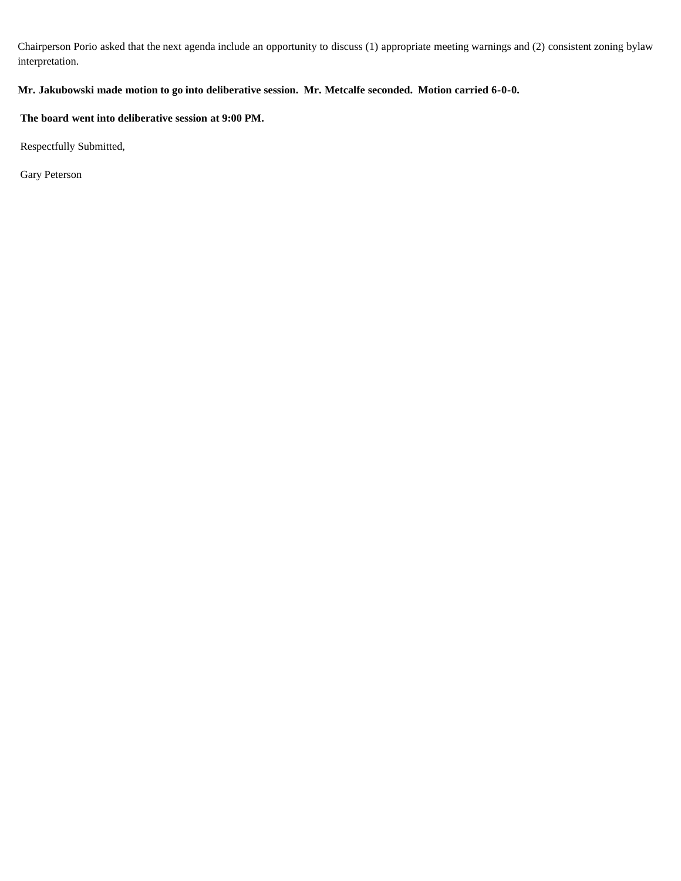Chairperson Porio asked that the next agenda include an opportunity to discuss (1) appropriate meeting warnings and (2) consistent zoning bylaw interpretation.

**Mr. Jakubowski made motion to go into deliberative session. Mr. Metcalfe seconded. Motion carried 6-0-0.**

**The board went into deliberative session at 9:00 PM.**

Respectfully Submitted,

Gary Peterson